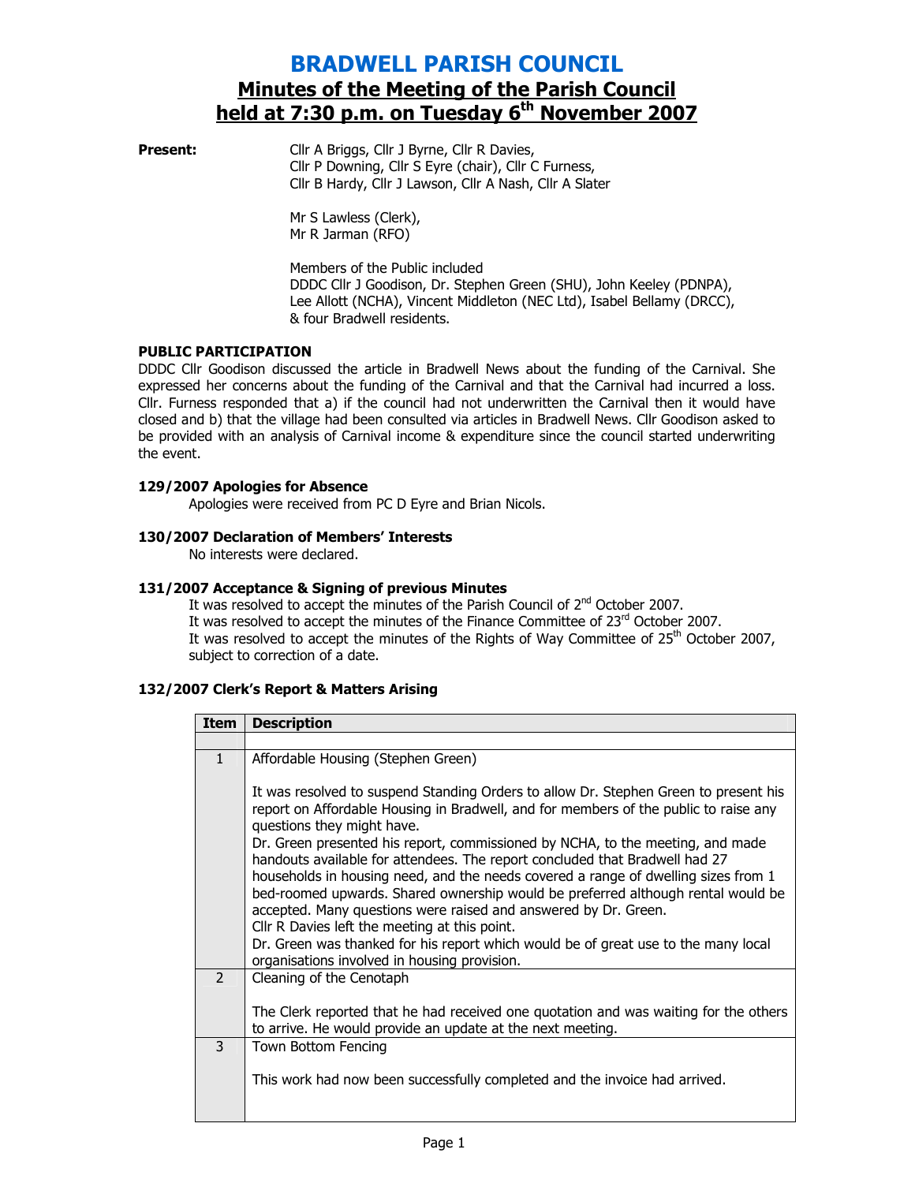# BRADWELL PARISH COUNCIL

## Minutes of the Meeting of the Parish Council held at 7:30 p.m. on Tuesday 6th November 2007

**Present:**

Cllr A Briggs, Cllr J Byrne, Cllr R Davies, Cllr P Downing, Cllr S Eyre (chair), Cllr C Furness, Cllr B Hardy, Cllr J Lawson, Cllr A Nash, Cllr A Slater

Mr S Lawless (Clerk), Mr R Jarman (RFO)

Members of the Public included DDDC Cllr J Goodison, Dr. Stephen Green (SHU), John Keeley (PDNPA), Lee Allott (NCHA), Vincent Middleton (NEC Ltd), Isabel Bellamy (DRCC), & four Bradwell residents.

### PUBLIC PARTICIPATION

DDDC Cllr Goodison discussed the article in Bradwell News about the funding of the Carnival. She expressed her concerns about the funding of the Carnival and that the Carnival had incurred a loss. Cllr. Furness responded that a) if the council had not underwritten the Carnival then it would have closed and b) that the village had been consulted via articles in Bradwell News. Cllr Goodison asked to be provided with an analysis of Carnival income & expenditure since the council started underwriting the event.

### 129/2007 Apologies for Absence

Apologies were received from PC D Eyre and Brian Nicols.

### 130/2007 Declaration of Members' Interests

No interests were declared.

### 131/2007 Acceptance & Signing of previous Minutes

It was resolved to accept the minutes of the Parish Council of 2nd October 2007.
It was resolved to accept the minutes of the Finance Committee of 23rd October 2007.
It was resolved to accept the minutes of the Rights of Way Committee of 25th October 2007, subject to correction of a date.

### 132/2007 Clerk's Report & Matters Arising

| Item | Description |
|---|---|
| | |
| 1 | Affordable Housing (Stephen Green)<br><br>It was resolved to suspend Standing Orders to allow Dr. Stephen Green to present his report on Affordable Housing in Bradwell, and for members of the public to raise any questions they might have.<br>Dr. Green presented his report, commissioned by NCHA, to the meeting, and made handouts available for attendees. The report concluded that Bradwell had 27 households in housing need, and the needs covered a range of dwelling sizes from 1 bed-roomed upwards. Shared ownership would be preferred although rental would be accepted. Many questions were raised and answered by Dr. Green.<br>Cllr R Davies left the meeting at this point.<br>Dr. Green was thanked for his report which would be of great use to the many local organisations involved in housing provision. |
| 2 | Cleaning of the Cenotaph<br><br>The Clerk reported that he had received one quotation and was waiting for the others to arrive. He would provide an update at the next meeting. |
| 3 | Town Bottom Fencing<br><br>This work had now been successfully completed and the invoice had arrived. |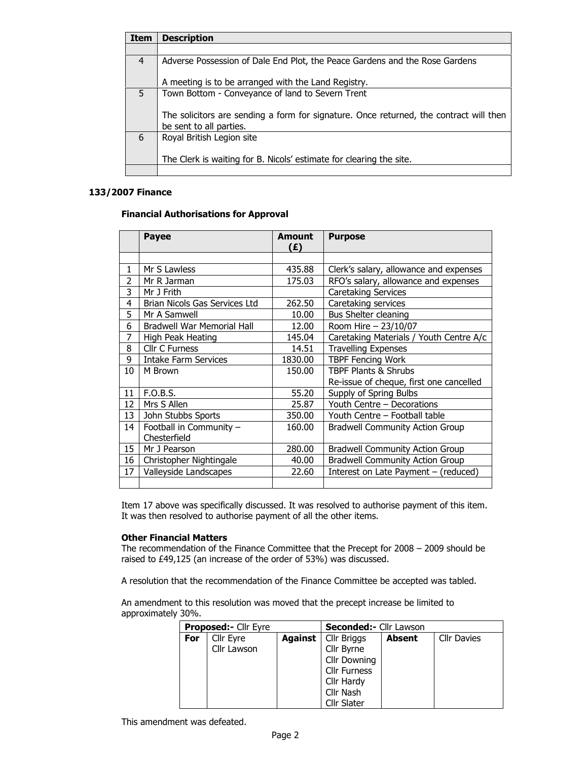| Item | Description |
| --- | --- |
| | |
| 4 | Adverse Possession of Dale End Plot, the Peace Gardens and the Rose Gardens<br><br>A meeting is to be arranged with the Land Registry. |
| 5 | Town Bottom - Conveyance of land to Severn Trent<br><br>The solicitors are sending a form for signature. Once returned, the contract will then be sent to all parties. |
| 6 | Royal British Legion site<br><br>The Clerk is waiting for B. Nicols' estimate for clearing the site. |
| | |

### 133/2007 Finance

**Financial Authorisations for Approval**

| | Payee | Amount (£) | Purpose |
| --- | --- | --- | --- |
| | | | |
| 1 | Mr S Lawless | 435.88 | Clerk's salary, allowance and expenses |
| 2 | Mr R Jarman | 175.03 | RFO's salary, allowance and expenses |
| 3 | Mr J Frith | | Caretaking Services |
| 4 | Brian Nicols Gas Services Ltd | 262.50 | Caretaking services |
| 5 | Mr A Samwell | 10.00 | Bus Shelter cleaning |
| 6 | Bradwell War Memorial Hall | 12.00 | Room Hire – 23/10/07 |
| 7 | High Peak Heating | 145.04 | Caretaking Materials / Youth Centre A/c |
| 8 | Cllr C Furness | 14.51 | Travelling Expenses |
| 9 | Intake Farm Services | 1830.00 | TBPF Fencing Work |
| 10 | M Brown | 150.00 | TBPF Plants & Shrubs<br>Re-issue of cheque, first one cancelled |
| 11 | F.O.B.S. | 55.20 | Supply of Spring Bulbs |
| 12 | Mrs S Allen | 25.87 | Youth Centre – Decorations |
| 13 | John Stubbs Sports | 350.00 | Youth Centre – Football table |
| 14 | Football in Community – Chesterfield | 160.00 | Bradwell Community Action Group |
| 15 | Mr J Pearson | 280.00 | Bradwell Community Action Group |
| 16 | Christopher Nightingale | 40.00 | Bradwell Community Action Group |
| 17 | Valleyside Landscapes | 22.60 | Interest on Late Payment – (reduced) |
| | | | |

Item 17 above was specifically discussed. It was resolved to authorise payment of this item. It was then resolved to authorise payment of all the other items.

**Other Financial Matters**

The recommendation of the Finance Committee that the Precept for 2008 – 2009 should be raised to £49,125 (an increase of the order of 53%) was discussed.

A resolution that the recommendation of the Finance Committee be accepted was tabled.

An amendment to this resolution was moved that the precept increase be limited to approximately 30%.

| **Proposed:-** Cllr Eyre | | | **Seconded:-** Cllr Lawson | | |
| --- | --- | --- | --- | --- | --- |
| **For** | Cllr Eyre<br>Cllr Lawson | **Against** | Cllr Briggs<br>Cllr Byrne<br>Cllr Downing<br>Cllr Furness<br>Cllr Hardy<br>Cllr Nash<br>Cllr Slater | **Absent** | Cllr Davies |

This amendment was defeated.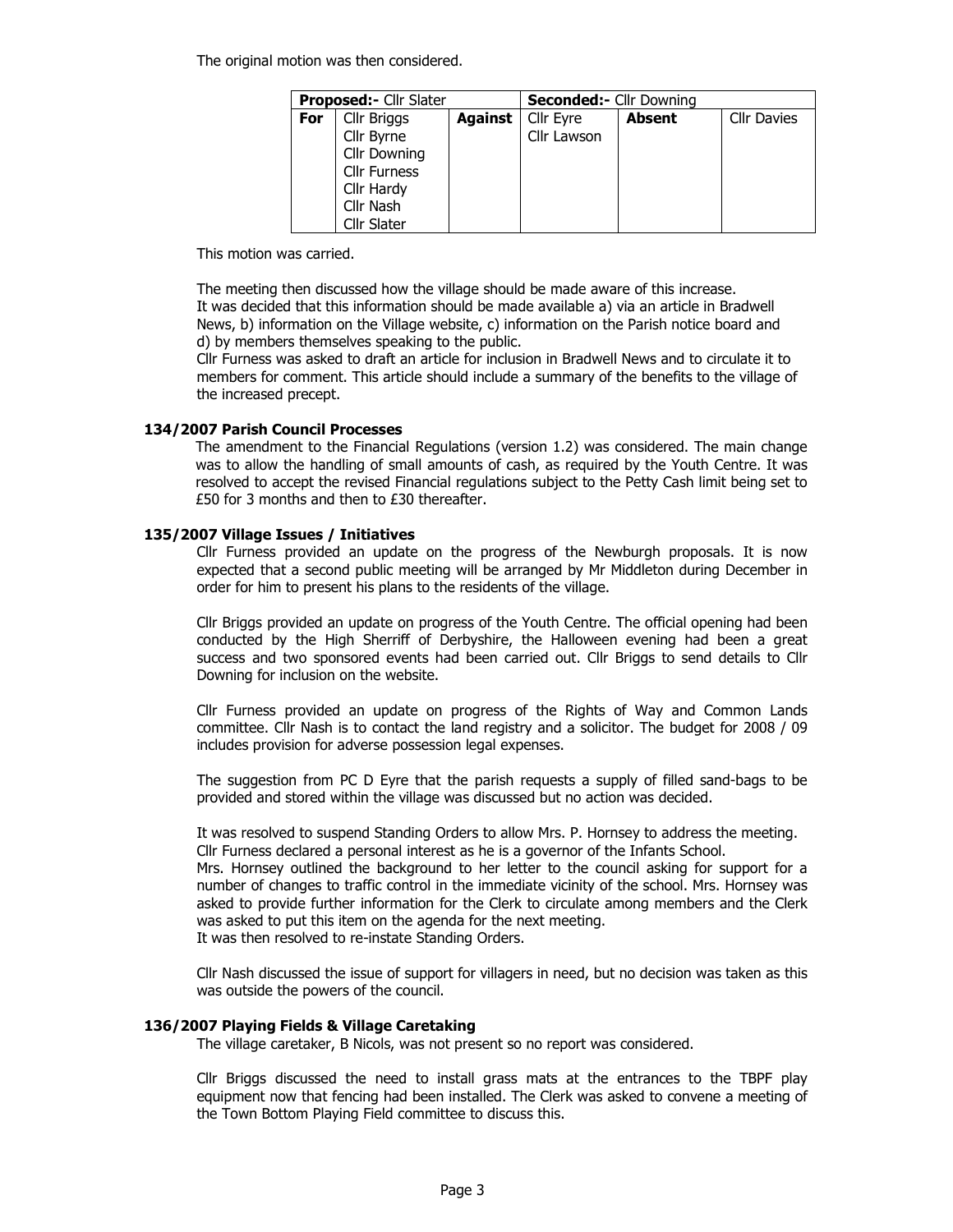The original motion was then considered.

| **Proposed:-** Cllr Slater | | **Seconded:-** Cllr Downing | | | |
|---|---|---|---|---|---|
| **For** | Cllr Briggs<br>Cllr Byrne<br>Cllr Downing<br>Cllr Furness<br>Cllr Hardy<br>Cllr Nash<br>Cllr Slater | **Against** | Cllr Eyre<br>Cllr Lawson | **Absent** | Cllr Davies |

This motion was carried.

The meeting then discussed how the village should be made aware of this increase. It was decided that this information should be made available a) via an article in Bradwell News, b) information on the Village website, c) information on the Parish notice board and d) by members themselves speaking to the public.

Cllr Furness was asked to draft an article for inclusion in Bradwell News and to circulate it to members for comment. This article should include a summary of the benefits to the village of the increased precept.

**134/2007 Parish Council Processes**

The amendment to the Financial Regulations (version 1.2) was considered. The main change was to allow the handling of small amounts of cash, as required by the Youth Centre. It was resolved to accept the revised Financial regulations subject to the Petty Cash limit being set to £50 for 3 months and then to £30 thereafter.

**135/2007 Village Issues / Initiatives**

Cllr Furness provided an update on the progress of the Newburgh proposals. It is now expected that a second public meeting will be arranged by Mr Middleton during December in order for him to present his plans to the residents of the village.

Cllr Briggs provided an update on progress of the Youth Centre. The official opening had been conducted by the High Sherriff of Derbyshire, the Halloween evening had been a great success and two sponsored events had been carried out. Cllr Briggs to send details to Cllr Downing for inclusion on the website.

Cllr Furness provided an update on progress of the Rights of Way and Common Lands committee. Cllr Nash is to contact the land registry and a solicitor. The budget for 2008 / 09 includes provision for adverse possession legal expenses.

The suggestion from PC D Eyre that the parish requests a supply of filled sand-bags to be provided and stored within the village was discussed but no action was decided.

It was resolved to suspend Standing Orders to allow Mrs. P. Hornsey to address the meeting.
Cllr Furness declared a personal interest as he is a governor of the Infants School.
Mrs. Hornsey outlined the background to her letter to the council asking for support for a number of changes to traffic control in the immediate vicinity of the school. Mrs. Hornsey was asked to provide further information for the Clerk to circulate among members and the Clerk was asked to put this item on the agenda for the next meeting.
It was then resolved to re-instate Standing Orders.

Cllr Nash discussed the issue of support for villagers in need, but no decision was taken as this was outside the powers of the council.

**136/2007 Playing Fields & Village Caretaking**

The village caretaker, B Nicols, was not present so no report was considered.

Cllr Briggs discussed the need to install grass mats at the entrances to the TBPF play equipment now that fencing had been installed. The Clerk was asked to convene a meeting of the Town Bottom Playing Field committee to discuss this.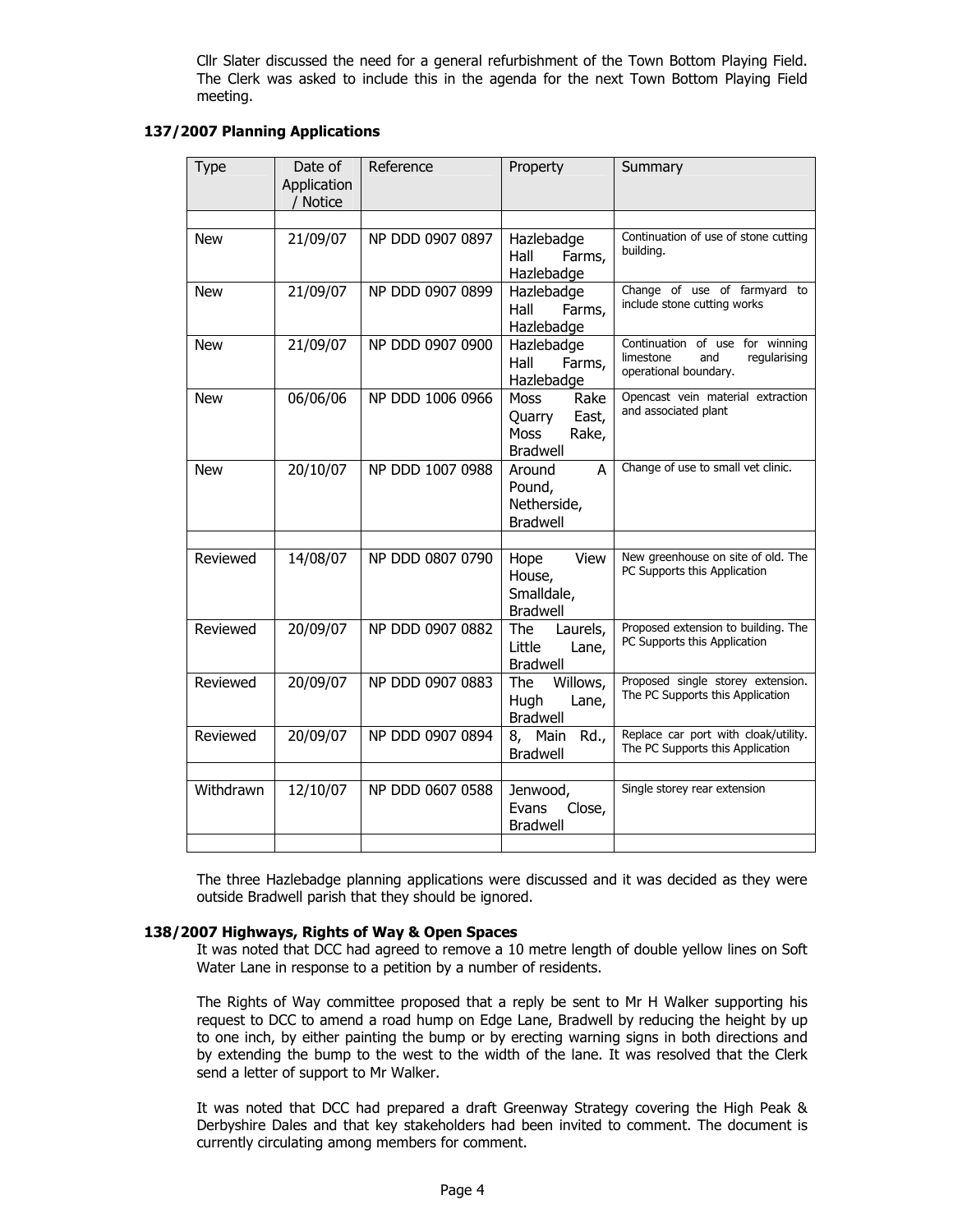Cllr Slater discussed the need for a general refurbishment of the Town Bottom Playing Field. The Clerk was asked to include this in the agenda for the next Town Bottom Playing Field meeting.

**137/2007 Planning Applications**

| Type | Date of Application / Notice | Reference | Property | Summary |
|---|---|---|---|---|
| | | | | |
| New | 21/09/07 | NP DDD 0907 0897 | Hazlebadge Hall Farms, Hazlebadge | Continuation of use of stone cutting building. |
| New | 21/09/07 | NP DDD 0907 0899 | Hazlebadge Hall Farms, Hazlebadge | Change of use of farmyard to include stone cutting works |
| New | 21/09/07 | NP DDD 0907 0900 | Hazlebadge Hall Farms, Hazlebadge | Continuation of use for winning limestone and regularising operational boundary. |
| New | 06/06/06 | NP DDD 1006 0966 | Moss Rake Quarry East, Moss Rake, Bradwell | Opencast vein material extraction and associated plant |
| New | 20/10/07 | NP DDD 1007 0988 | Around A Pound, Netherside, Bradwell | Change of use to small vet clinic. |
| | | | | |
| Reviewed | 14/08/07 | NP DDD 0807 0790 | Hope View House, Smalldale, Bradwell | New greenhouse on site of old. The PC Supports this Application |
| Reviewed | 20/09/07 | NP DDD 0907 0882 | The Laurels, Little Lane, Bradwell | Proposed extension to building. The PC Supports this Application |
| Reviewed | 20/09/07 | NP DDD 0907 0883 | The Willows, Hugh Lane, Bradwell | Proposed single storey extension. The PC Supports this Application |
| Reviewed | 20/09/07 | NP DDD 0907 0894 | 8, Main Rd., Bradwell | Replace car port with cloak/utility. The PC Supports this Application |
| | | | | |
| Withdrawn | 12/10/07 | NP DDD 0607 0588 | Jenwood, Evans Close, Bradwell | Single storey rear extension |
| | | | | |

The three Hazlebadge planning applications were discussed and it was decided as they were outside Bradwell parish that they should be ignored.

**138/2007 Highways, Rights of Way & Open Spaces**

It was noted that DCC had agreed to remove a 10 metre length of double yellow lines on Soft Water Lane in response to a petition by a number of residents.

The Rights of Way committee proposed that a reply be sent to Mr H Walker supporting his request to DCC to amend a road hump on Edge Lane, Bradwell by reducing the height by up to one inch, by either painting the bump or by erecting warning signs in both directions and by extending the bump to the west to the width of the lane. It was resolved that the Clerk send a letter of support to Mr Walker.

It was noted that DCC had prepared a draft Greenway Strategy covering the High Peak & Derbyshire Dales and that key stakeholders had been invited to comment. The document is currently circulating among members for comment.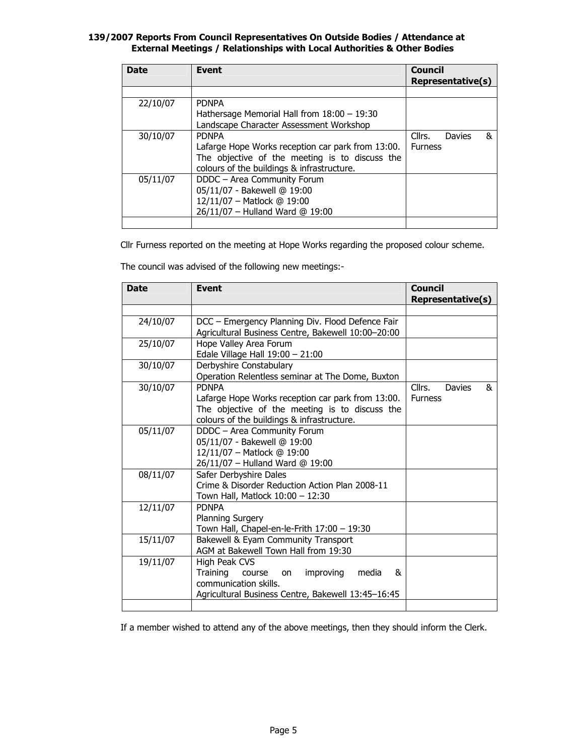### 139/2007 Reports From Council Representatives On Outside Bodies / Attendance at External Meetings / Relationships with Local Authorities & Other Bodies

| Date | Event | Council Representative(s) |
|---|---|---|
| | | |
| 22/10/07 | PDNPA<br>Hathersage Memorial Hall from 18:00 – 19:30<br>Landscape Character Assessment Workshop | |
| 30/10/07 | PDNPA<br>Lafarge Hope Works reception car park from 13:00. The objective of the meeting is to discuss the colours of the buildings & infrastructure. | Cllrs. Davies & Furness |
| 05/11/07 | DDDC – Area Community Forum<br>05/11/07 - Bakewell @ 19:00<br>12/11/07 – Matlock @ 19:00<br>26/11/07 – Hulland Ward @ 19:00 | |
| | | |

Cllr Furness reported on the meeting at Hope Works regarding the proposed colour scheme.

The council was advised of the following new meetings:-

| Date | Event | Council Representative(s) |
|---|---|---|
| | | |
| 24/10/07 | DCC – Emergency Planning Div. Flood Defence Fair<br>Agricultural Business Centre, Bakewell 10:00–20:00 | |
| 25/10/07 | Hope Valley Area Forum<br>Edale Village Hall 19:00 – 21:00 | |
| 30/10/07 | Derbyshire Constabulary<br>Operation Relentless seminar at The Dome, Buxton | |
| 30/10/07 | PDNPA<br>Lafarge Hope Works reception car park from 13:00. The objective of the meeting is to discuss the colours of the buildings & infrastructure. | Cllrs. Davies & Furness |
| 05/11/07 | DDDC – Area Community Forum<br>05/11/07 - Bakewell @ 19:00<br>12/11/07 – Matlock @ 19:00<br>26/11/07 – Hulland Ward @ 19:00 | |
| 08/11/07 | Safer Derbyshire Dales<br>Crime & Disorder Reduction Action Plan 2008-11<br>Town Hall, Matlock 10:00 – 12:30 | |
| 12/11/07 | PDNPA<br>Planning Surgery<br>Town Hall, Chapel-en-le-Frith 17:00 – 19:30 | |
| 15/11/07 | Bakewell & Eyam Community Transport<br>AGM at Bakewell Town Hall from 19:30 | |
| 19/11/07 | High Peak CVS<br>Training course on improving media & communication skills.<br>Agricultural Business Centre, Bakewell 13:45–16:45 | |
| | | |

If a member wished to attend any of the above meetings, then they should inform the Clerk.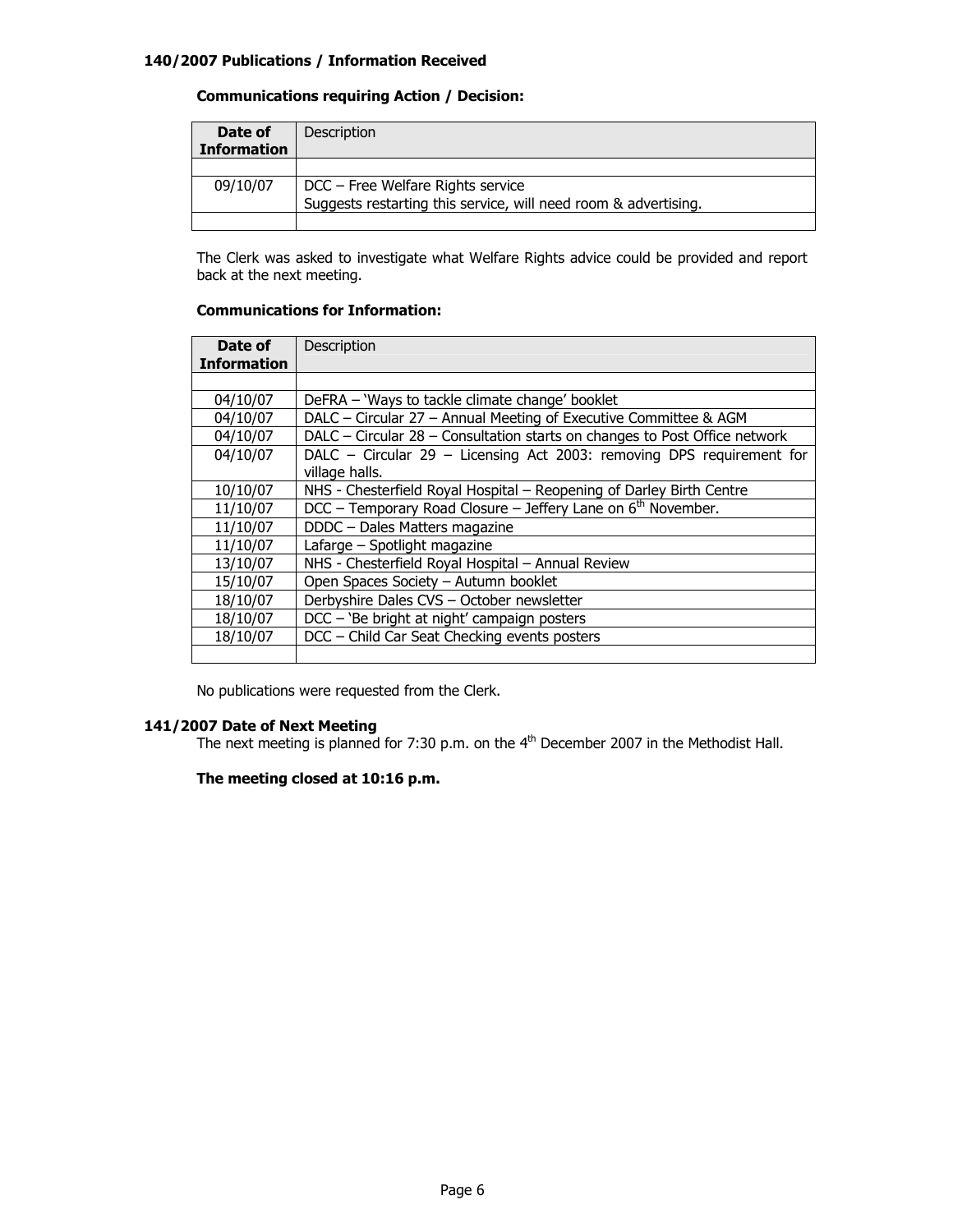### 140/2007 Publications / Information Received

**Communications requiring Action / Decision:**

| Date of Information | Description |
|---|---|
| | |
| 09/10/07 | DCC – Free Welfare Rights service<br>Suggests restarting this service, will need room & advertising. |
| | |

The Clerk was asked to investigate what Welfare Rights advice could be provided and report back at the next meeting.

**Communications for Information:**

| Date of Information | Description |
|---|---|
| | |
| 04/10/07 | DeFRA – 'Ways to tackle climate change' booklet |
| 04/10/07 | DALC – Circular 27 – Annual Meeting of Executive Committee & AGM |
| 04/10/07 | DALC – Circular 28 – Consultation starts on changes to Post Office network |
| 04/10/07 | DALC – Circular 29 – Licensing Act 2003: removing DPS requirement for village halls. |
| 10/10/07 | NHS - Chesterfield Royal Hospital – Reopening of Darley Birth Centre |
| 11/10/07 | DCC – Temporary Road Closure – Jeffery Lane on 6th November. |
| 11/10/07 | DDDC – Dales Matters magazine |
| 11/10/07 | Lafarge – Spotlight magazine |
| 13/10/07 | NHS - Chesterfield Royal Hospital – Annual Review |
| 15/10/07 | Open Spaces Society – Autumn booklet |
| 18/10/07 | Derbyshire Dales CVS – October newsletter |
| 18/10/07 | DCC – 'Be bright at night' campaign posters |
| 18/10/07 | DCC – Child Car Seat Checking events posters |
| | |

No publications were requested from the Clerk.

### 141/2007 Date of Next Meeting

The next meeting is planned for 7:30 p.m. on the 4th December 2007 in the Methodist Hall.

**The meeting closed at 10:16 p.m.**